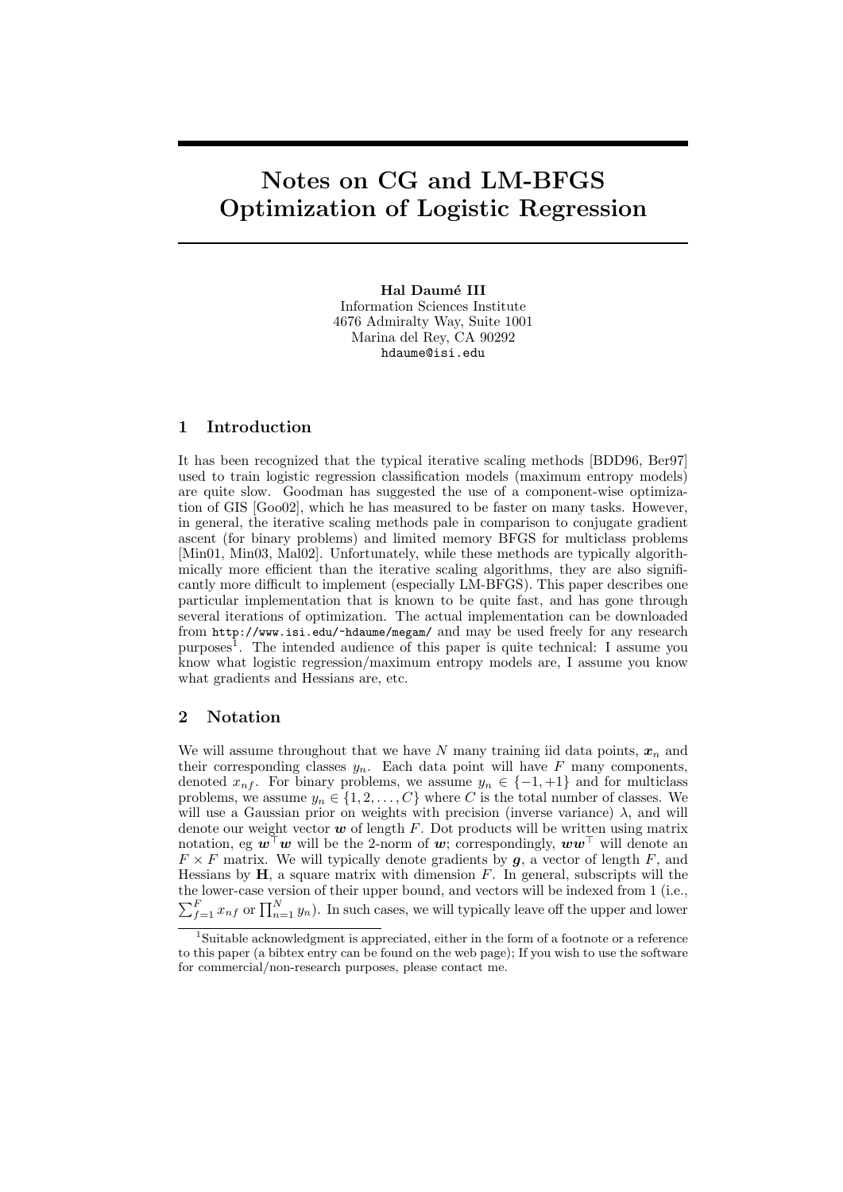# Notes on CG and LM-BFGS Optimization of Logistic Regression

**Hal Daumé III**
Information Sciences Institute
4676 Admiralty Way, Suite 1001
Marina del Rey, CA 90292
hdaume@isi.edu

## 1 Introduction

It has been recognized that the typical iterative scaling methods [BDD96, Ber97] used to train logistic regression classification models (maximum entropy models) are quite slow. Goodman has suggested the use of a component-wise optimization of GIS [Goo02], which he has measured to be faster on many tasks. However, in general, the iterative scaling methods pale in comparison to conjugate gradient ascent (for binary problems) and limited memory BFGS for multiclass problems [Min01, Min03, Mal02]. Unfortunately, while these methods are typically algorithmically more efficient than the iterative scaling algorithms, they are also significantly more difficult to implement (especially LM-BFGS). This paper describes one particular implementation that is known to be quite fast, and has gone through several iterations of optimization. The actual implementation can be downloaded from `http://www.isi.edu/~hdaume/megam/` and may be used freely for any research purposes[1]. The intended audience of this paper is quite technical: I assume you know what logistic regression/maximum entropy models are, I assume you know what gradients and Hessians are, etc.

## 2 Notation

We will assume throughout that we have $N$ many training iid data points, $\boldsymbol{x}_n$ and their corresponding classes $y_n$. Each data point will have $F$ many components, denoted $x_{nf}$. For binary problems, we assume $y_n \in \{-1, +1\}$ and for multiclass problems, we assume $y_n \in \{1, 2, \ldots, C\}$ where $C$ is the total number of classes. We will use a Gaussian prior on weights with precision (inverse variance) $\lambda$, and will denote our weight vector $\boldsymbol{w}$ of length $F$. Dot products will be written using matrix notation, eg $\boldsymbol{w}^\top \boldsymbol{w}$ will be the 2-norm of $\boldsymbol{w}$; correspondingly, $\boldsymbol{w}\boldsymbol{w}^\top$ will denote an $F \times F$ matrix. We will typically denote gradients by $\boldsymbol{g}$, a vector of length $F$, and Hessians by $\mathbf{H}$, a square matrix with dimension $F$. In general, subscripts will the the lower-case version of their upper bound, and vectors will be indexed from 1 (i.e., $\sum_{f=1}^{F} x_{nf}$ or $\prod_{n=1}^{N} y_n$). In such cases, we will typically leave off the upper and lower

[1] Suitable acknowledgment is appreciated, either in the form of a footnote or a reference to this paper (a bibtex entry can be found on the web page); If you wish to use the software for commercial/non-research purposes, please contact me.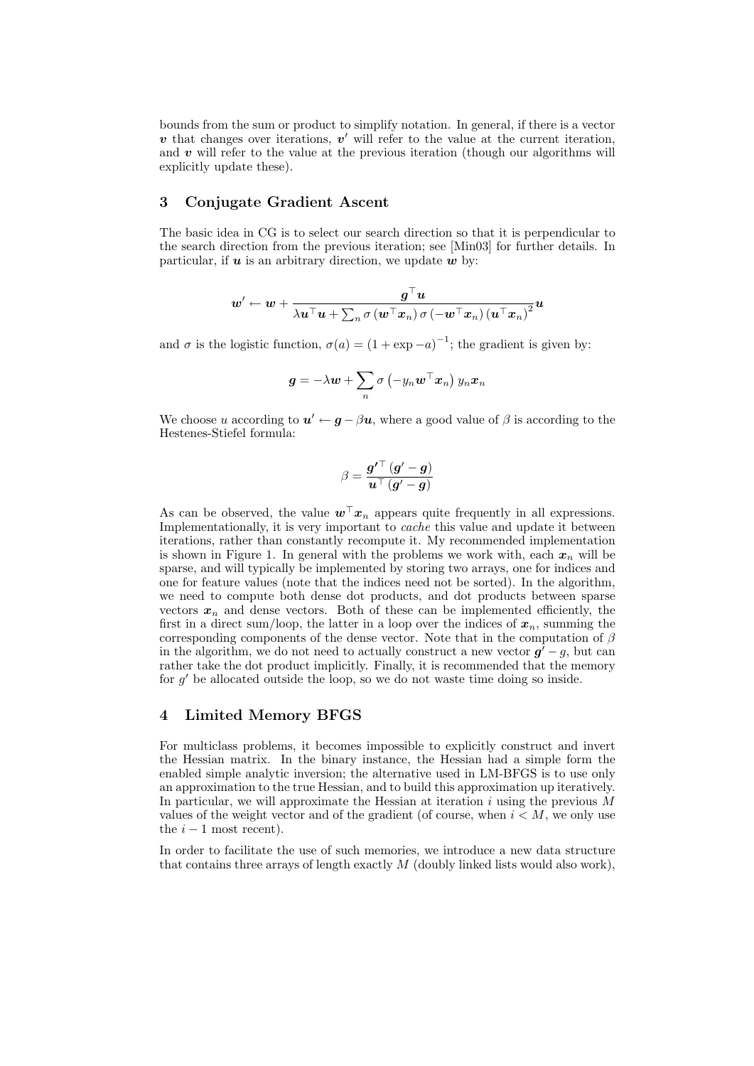bounds from the sum or product to simplify notation. In general, if there is a vector $\boldsymbol{v}$ that changes over iterations, $\boldsymbol{v}'$ will refer to the value at the current iteration, and $\boldsymbol{v}$ will refer to the value at the previous iteration (though our algorithms will explicitly update these).

## 3 Conjugate Gradient Ascent

The basic idea in CG is to select our search direction so that it is perpendicular to the search direction from the previous iteration; see [Min03] for further details. In particular, if $\boldsymbol{u}$ is an arbitrary direction, we update $\boldsymbol{w}$ by:

$$\boldsymbol{w}' \leftarrow \boldsymbol{w} + \frac{\boldsymbol{g}^\top \boldsymbol{u}}{\lambda \boldsymbol{u}^\top \boldsymbol{u} + \sum_n \sigma\left(\boldsymbol{w}^\top \boldsymbol{x}_n\right) \sigma\left(-\boldsymbol{w}^\top \boldsymbol{x}_n\right) \left(\boldsymbol{u}^\top \boldsymbol{x}_n\right)^2} \boldsymbol{u}$$

and $\sigma$ is the logistic function, $\sigma(a) = (1 + \exp -a)^{-1}$; the gradient is given by:

$$\boldsymbol{g} = -\lambda \boldsymbol{w} + \sum_n \sigma\left(-y_n \boldsymbol{w}^\top \boldsymbol{x}_n\right) y_n \boldsymbol{x}_n$$

We choose $u$ according to $\boldsymbol{u}' \leftarrow \boldsymbol{g} - \beta \boldsymbol{u}$, where a good value of $\beta$ is according to the Hestenes-Stiefel formula:

$$\beta = \frac{\boldsymbol{g}'^\top \left(\boldsymbol{g}' - \boldsymbol{g}\right)}{\boldsymbol{u}^\top \left(\boldsymbol{g}' - \boldsymbol{g}\right)}$$

As can be observed, the value $\boldsymbol{w}^\top \boldsymbol{x}_n$ appears quite frequently in all expressions. Implementationally, it is very important to *cache* this value and update it between iterations, rather than constantly recompute it. My recommended implementation is shown in Figure 1. In general with the problems we work with, each $\boldsymbol{x}_n$ will be sparse, and will typically be implemented by storing two arrays, one for indices and one for feature values (note that the indices need not be sorted). In the algorithm, we need to compute both dense dot products, and dot products between sparse vectors $\boldsymbol{x}_n$ and dense vectors. Both of these can be implemented efficiently, the first in a direct sum/loop, the latter in a loop over the indices of $\boldsymbol{x}_n$, summing the corresponding components of the dense vector. Note that in the computation of $\beta$ in the algorithm, we do not need to actually construct a new vector $\boldsymbol{g}' - g$, but can rather take the dot product implicitly. Finally, it is recommended that the memory for $g'$ be allocated outside the loop, so we do not waste time doing so inside.

## 4 Limited Memory BFGS

For multiclass problems, it becomes impossible to explicitly construct and invert the Hessian matrix. In the binary instance, the Hessian had a simple form the enabled simple analytic inversion; the alternative used in LM-BFGS is to use only an approximation to the true Hessian, and to build this approximation up iteratively. In particular, we will approximate the Hessian at iteration $i$ using the previous $M$ values of the weight vector and of the gradient (of course, when $i < M$, we only use the $i - 1$ most recent).

In order to facilitate the use of such memories, we introduce a new data structure that contains three arrays of length exactly $M$ (doubly linked lists would also work),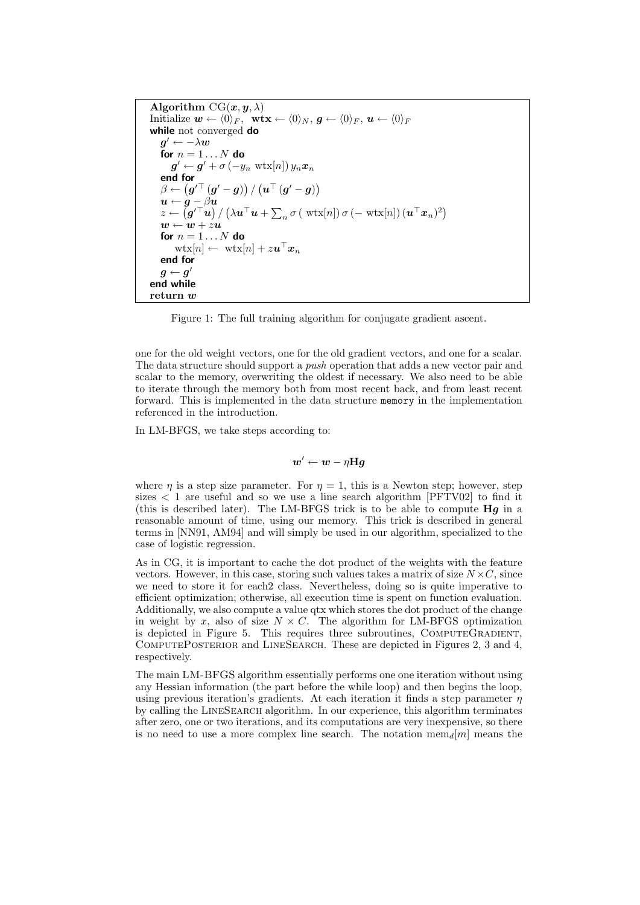```
Algorithm CG(x, y, λ)
Initialize w ← ⟨0⟩_F,  wtx ← ⟨0⟩_N, g ← ⟨0⟩_F, u ← ⟨0⟩_F
while not converged do
   g' ← −λw
   for n = 1 ... N do
      g' ← g' + σ(−y_n wtx[n]) y_n x_n
   end for
   β ← (g'^⊤ (g' − g)) / (u^⊤ (g' − g))
   u ← g − βu
   z ← (g'^⊤ u) / (λu^⊤ u + Σ_n σ(wtx[n]) σ(−wtx[n]) (u^⊤ x_n)^2)
   w ← w + zu
   for n = 1 ... N do
      wtx[n] ← wtx[n] + z u^⊤ x_n
   end for
   g ← g'
end while
return w
```

Figure 1: The full training algorithm for conjugate gradient ascent.

one for the old weight vectors, one for the old gradient vectors, and one for a scalar. The data structure should support a *push* operation that adds a new vector pair and scalar to the memory, overwriting the oldest if necessary. We also need to be able to iterate through the memory both from most recent back, and from least recent forward. This is implemented in the data structure `memory` in the implementation referenced in the introduction.

In LM-BFGS, we take steps according to:

$$\boldsymbol{w}' \leftarrow \boldsymbol{w} - \eta \mathbf{H} \boldsymbol{g}$$

where $\eta$ is a step size parameter. For $\eta = 1$, this is a Newton step; however, step sizes $< 1$ are useful and so we use a line search algorithm [PFTV02] to find it (this is described later). The LM-BFGS trick is to be able to compute $\mathbf{H}\boldsymbol{g}$ in a reasonable amount of time, using our memory. This trick is described in general terms in [NN91, AM94] and will simply be used in our algorithm, specialized to the case of logistic regression.

As in CG, it is important to cache the dot product of the weights with the feature vectors. However, in this case, storing such values takes a matrix of size $N \times C$, since we need to store it for each2 class. Nevertheless, doing so is quite imperative to efficient optimization; otherwise, all execution time is spent on function evaluation. Additionally, we also compute a value qtx which stores the dot product of the change in weight by $x$, also of size $N \times C$. The algorithm for LM-BFGS optimization is depicted in Figure 5. This requires three subroutines, ComputeGradient, ComputePosterior and LineSearch. These are depicted in Figures 2, 3 and 4, respectively.

The main LM-BFGS algorithm essentially performs one one iteration without using any Hessian information (the part before the while loop) and then begins the loop, using previous iteration's gradients. At each iteration it finds a step parameter $\eta$ by calling the LineSearch algorithm. In our experience, this algorithm terminates after zero, one or two iterations, and its computations are very inexpensive, so there is no need to use a more complex line search. The notation $\text{mem}_d[m]$ means the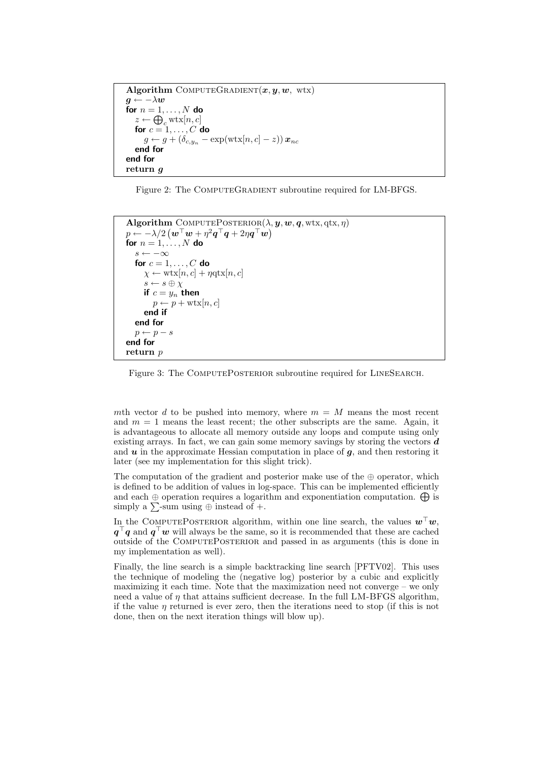```
Algorithm ComputeGradient(x, y, w, wtx)
g ← −λw
for n = 1, . . . , N do
    z ← ⊕_c wtx[n, c]
    for c = 1, . . . , C do
        g ← g + (δ_{c,y_n} − exp(wtx[n, c] − z)) x_{nc}
    end for
end for
return g
```

Figure 2: The ComputeGradient subroutine required for LM-BFGS.

```
Algorithm ComputePosterior(λ, y, w, q, wtx, qtx, η)
p ← −λ/2 (wᵀw + η²qᵀq + 2ηqᵀw)
for n = 1, . . . , N do
    s ← −∞
    for c = 1, . . . , C do
        χ ← wtx[n, c] + ηqtx[n, c]
        s ← s ⊕ χ
        if c = y_n then
            p ← p + wtx[n, c]
        end if
    end for
    p ← p − s
end for
return p
```

Figure 3: The ComputePosterior subroutine required for LineSearch.

$m$th vector $d$ to be pushed into memory, where $m = M$ means the most recent and $m = 1$ means the least recent; the other subscripts are the same. Again, it is advantageous to allocate all memory outside any loops and compute using only existing arrays. In fact, we can gain some memory savings by storing the vectors $\boldsymbol{d}$ and $\boldsymbol{u}$ in the approximate Hessian computation in place of $\boldsymbol{g}$, and then restoring it later (see my implementation for this slight trick).

The computation of the gradient and posterior make use of the $\oplus$ operator, which is defined to be addition of values in log-space. This can be implemented efficiently and each $\oplus$ operation requires a logarithm and exponentiation computation. $\bigoplus$ is simply a $\sum$-sum using $\oplus$ instead of $+$.

In the ComputePosterior algorithm, within one line search, the values $\boldsymbol{w}^\top \boldsymbol{w}$, $\boldsymbol{q}^\top \boldsymbol{q}$ and $\boldsymbol{q}^\top \boldsymbol{w}$ will always be the same, so it is recommended that these are cached outside of the ComputePosterior and passed in as arguments (this is done in my implementation as well).

Finally, the line search is a simple backtracking line search [PFTV02]. This uses the technique of modeling the (negative log) posterior by a cubic and explicitly maximizing it each time. Note that the maximization need not converge – we only need a value of $\eta$ that attains sufficient decrease. In the full LM-BFGS algorithm, if the value $\eta$ returned is ever zero, then the iterations need to stop (if this is not done, then on the next iteration things will blow up).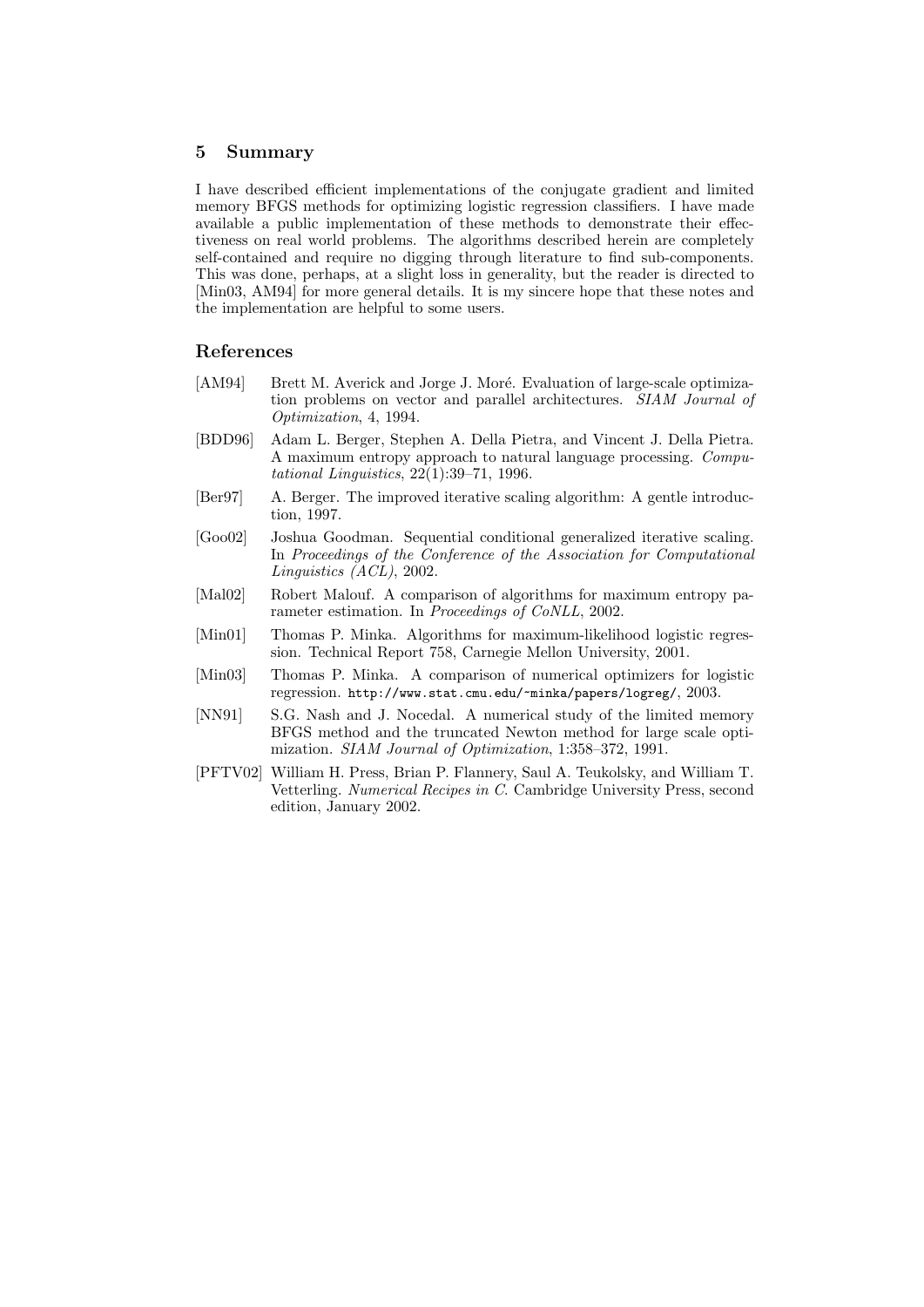## 5 Summary

I have described efficient implementations of the conjugate gradient and limited memory BFGS methods for optimizing logistic regression classifiers. I have made available a public implementation of these methods to demonstrate their effectiveness on real world problems. The algorithms described herein are completely self-contained and require no digging through literature to find sub-components. This was done, perhaps, at a slight loss in generality, but the reader is directed to [Min03, AM94] for more general details. It is my sincere hope that these notes and the implementation are helpful to some users.

## References

[AM94] Brett M. Averick and Jorge J. Moré. Evaluation of large-scale optimization problems on vector and parallel architectures. *SIAM Journal of Optimization*, 4, 1994.

[BDD96] Adam L. Berger, Stephen A. Della Pietra, and Vincent J. Della Pietra. A maximum entropy approach to natural language processing. *Computational Linguistics*, 22(1):39–71, 1996.

[Ber97] A. Berger. The improved iterative scaling algorithm: A gentle introduction, 1997.

[Goo02] Joshua Goodman. Sequential conditional generalized iterative scaling. In *Proceedings of the Conference of the Association for Computational Linguistics (ACL)*, 2002.

[Mal02] Robert Malouf. A comparison of algorithms for maximum entropy parameter estimation. In *Proceedings of CoNLL*, 2002.

[Min01] Thomas P. Minka. Algorithms for maximum-likelihood logistic regression. Technical Report 758, Carnegie Mellon University, 2001.

[Min03] Thomas P. Minka. A comparison of numerical optimizers for logistic regression. `http://www.stat.cmu.edu/~minka/papers/logreg/`, 2003.

[NN91] S.G. Nash and J. Nocedal. A numerical study of the limited memory BFGS method and the truncated Newton method for large scale optimization. *SIAM Journal of Optimization*, 1:358–372, 1991.

[PFTV02] William H. Press, Brian P. Flannery, Saul A. Teukolsky, and William T. Vetterling. *Numerical Recipes in C*. Cambridge University Press, second edition, January 2002.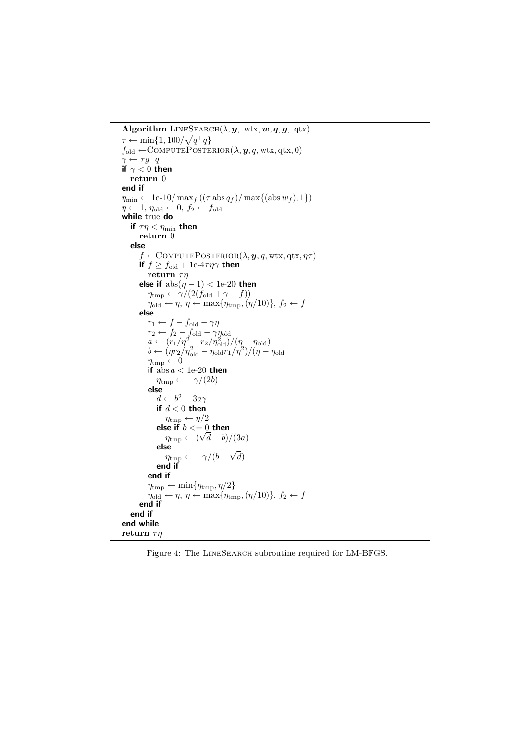```
Algorithm LineSearch(λ, y, wtx, w, q, g, qtx)
τ ← min{1, 100/√(q^⊤ q)}
f_old ← ComputePosterior(λ, y, q, wtx, qtx, 0)
γ ← τ g^⊤ q
if γ < 0 then
  return 0
end if
η_min ← 1e-10/ max_f ((τ abs q_f)/ max{(abs w_f), 1})
η ← 1, η_old ← 0, f_2 ← f_old
while true do
  if τη < η_min then
    return 0
  else
    f ← ComputePosterior(λ, y, q, wtx, qtx, ητ)
    if f ≥ f_old + 1e-4τηγ then
      return τη
    else if abs(η − 1) < 1e-20 then
      η_tmp ← γ/(2(f_old + γ − f))
      η_old ← η, η ← max{η_tmp, (η/10)}, f_2 ← f
    else
      r_1 ← f − f_old − γη
      r_2 ← f_2 − f_old − γη_old
      a ← (r_1/η^2 − r_2/η_old^2)/(η − η_old)
      b ← (ηr_2/η_old^2 − η_old r_1/η^2)/(η − η_old
      η_tmp ← 0
      if abs a < 1e-20 then
        η_tmp ← −γ/(2b)
      else
        d ← b^2 − 3aγ
        if d < 0 then
          η_tmp ← η/2
        else if b <= 0 then
          η_tmp ← (√d − b)/(3a)
        else
          η_tmp ← −γ/(b + √d)
        end if
      end if
      η_tmp ← min{η_tmp, η/2}
      η_old ← η, η ← max{η_tmp, (η/10)}, f_2 ← f
    end if
  end if
end while
return τη
```

Figure 4: The LineSearch subroutine required for LM-BFGS.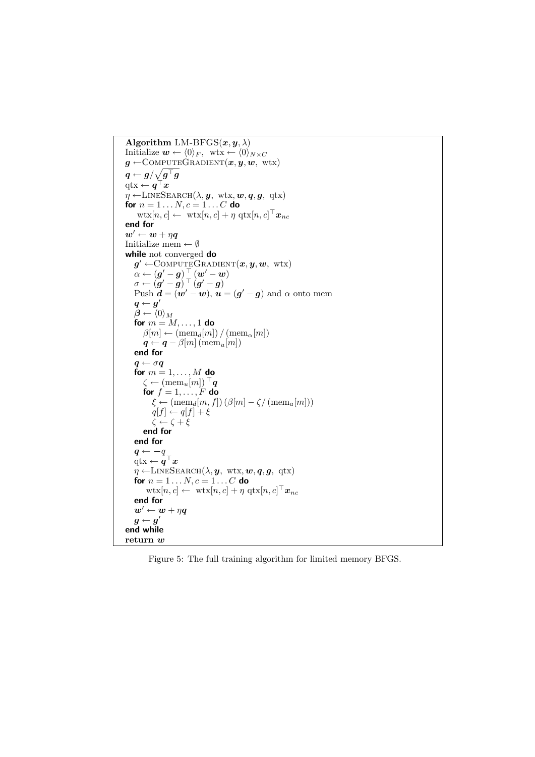**Algorithm** LM-BFGS($\boldsymbol{x}, \boldsymbol{y}, \lambda$)
Initialize $\boldsymbol{w} \leftarrow \langle 0 \rangle_F$, $\text{wtx} \leftarrow \langle 0 \rangle_{N \times C}$
$\boldsymbol{g} \leftarrow$ComputeGradient($\boldsymbol{x}, \boldsymbol{y}, \boldsymbol{w}$, wtx)
$\boldsymbol{q} \leftarrow \boldsymbol{g} / \sqrt{\boldsymbol{g}^\top \boldsymbol{g}}$
$\text{qtx} \leftarrow \boldsymbol{q}^\top \boldsymbol{x}$
$\eta \leftarrow$LineSearch($\lambda, \boldsymbol{y}$, wtx, $\boldsymbol{w}, \boldsymbol{q}, \boldsymbol{g}$, qtx)
**for** $n = 1 \ldots N, c = 1 \ldots C$ **do**
  $\text{wtx}[n, c] \leftarrow \text{wtx}[n, c] + \eta \, \text{qtx}[n, c]^\top \boldsymbol{x}_{nc}$
**end for**
$\boldsymbol{w}' \leftarrow \boldsymbol{w} + \eta \boldsymbol{q}$
Initialize mem $\leftarrow \emptyset$
**while** not converged **do**
  $\boldsymbol{g}' \leftarrow$ComputeGradient($\boldsymbol{x}, \boldsymbol{y}, \boldsymbol{w}$, wtx)
  $\alpha \leftarrow (\boldsymbol{g}' - \boldsymbol{g})^\top (\boldsymbol{w}' - \boldsymbol{w})$
  $\sigma \leftarrow (\boldsymbol{g}' - \boldsymbol{g})^\top (\boldsymbol{g}' - \boldsymbol{g})$
  Push $\boldsymbol{d} = (\boldsymbol{w}' - \boldsymbol{w})$, $\boldsymbol{u} = (\boldsymbol{g}' - \boldsymbol{g})$ and $\alpha$ onto mem
  $\boldsymbol{q} \leftarrow \boldsymbol{g}'$
  $\boldsymbol{\beta} \leftarrow \langle 0 \rangle_M$
  **for** $m = M, \ldots, 1$ **do**
    $\beta[m] \leftarrow (\text{mem}_d[m]) / (\text{mem}_\alpha[m])$
    $\boldsymbol{q} \leftarrow \boldsymbol{q} - \beta[m] (\text{mem}_u[m])$
  **end for**
  $\boldsymbol{q} \leftarrow \sigma \boldsymbol{q}$
  **for** $m = 1, \ldots, M$ **do**
    $\zeta \leftarrow (\text{mem}_u[m])^\top \boldsymbol{q}$
    **for** $f = 1, \ldots, F$ **do**
      $\xi \leftarrow (\text{mem}_d[m, f]) (\beta[m] - \zeta / (\text{mem}_a[m]))$
      $q[f] \leftarrow q[f] + \xi$
      $\zeta \leftarrow \zeta + \xi$
    **end for**
  **end for**
  $\boldsymbol{q} \leftarrow -q$
  $\text{qtx} \leftarrow \boldsymbol{q}^\top \boldsymbol{x}$
  $\eta \leftarrow$LineSearch($\lambda, \boldsymbol{y}$, wtx, $\boldsymbol{w}, \boldsymbol{q}, \boldsymbol{g}$, qtx)
  **for** $n = 1 \ldots N, c = 1 \ldots C$ **do**
    $\text{wtx}[n, c] \leftarrow \text{wtx}[n, c] + \eta \, \text{qtx}[n, c]^\top \boldsymbol{x}_{nc}$
  **end for**
  $\boldsymbol{w}' \leftarrow \boldsymbol{w} + \eta \boldsymbol{q}$
  $\boldsymbol{g} \leftarrow \boldsymbol{g}'$
**end while**
**return** $\boldsymbol{w}$

Figure 5: The full training algorithm for limited memory BFGS.